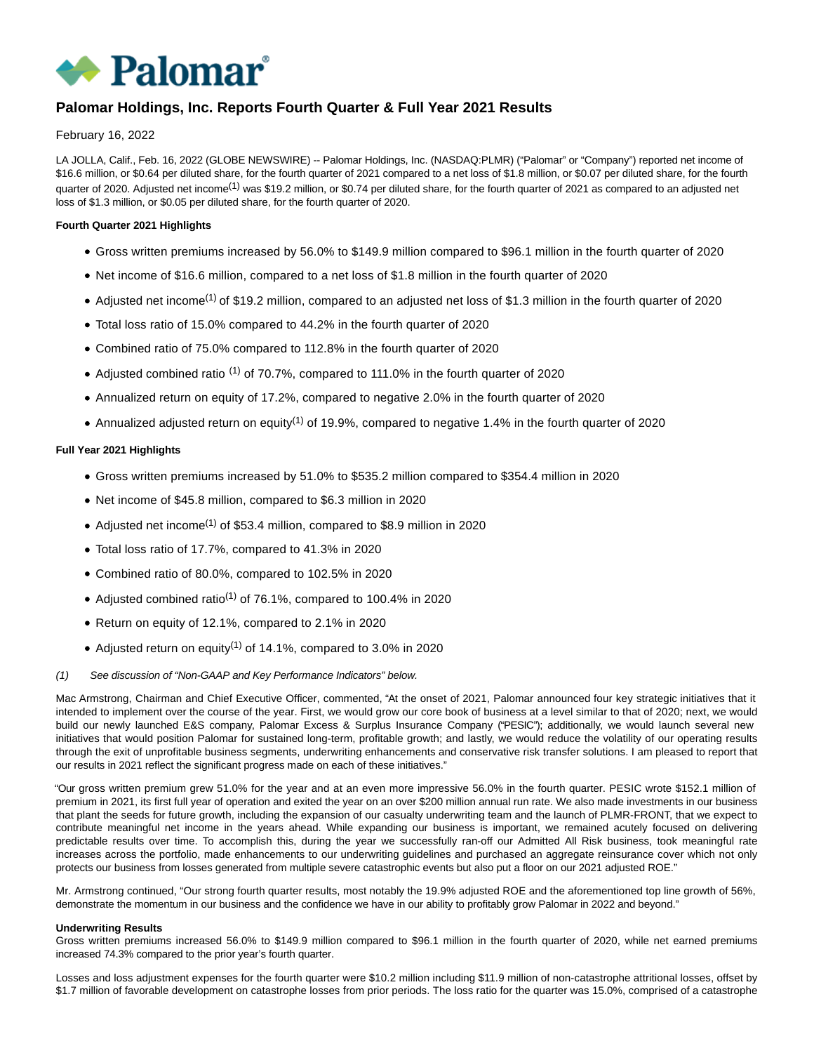# Palomar Holdings, Inc. Reports Fourth Quarter & Full Year 2021 Results

February 16, 2022

LA JOLLA, Calif., Feb. 16, 2022 (GLOBE NEWSWIRE) -- Palomar Holdings, Inc. (NASDAQ:PLMR) ("Palomar" or "Company") reported net income of $16.6 million, or $0.64 per diluted share, for the fourth quarter of 2021 compared to a net loss of $1.8 million, or $0.07 per diluted share, for the fourth quarter of 2020. Adjusted net income(1) was $19.2 million, or $0.74 per diluted share, for the fourth quarter of 2021 as compared to an adjusted net loss of $1.3 million, or $0.05 per diluted share, for the fourth quarter of 2020.

**Fourth Quarter 2021 Highlights**

- Gross written premiums increased by 56.0% to $149.9 million compared to $96.1 million in the fourth quarter of 2020
- Net income of $16.6 million, compared to a net loss of $1.8 million in the fourth quarter of 2020
- Adjusted net income(1) of $19.2 million, compared to an adjusted net loss of $1.3 million in the fourth quarter of 2020
- Total loss ratio of 15.0% compared to 44.2% in the fourth quarter of 2020
- Combined ratio of 75.0% compared to 112.8% in the fourth quarter of 2020
- Adjusted combined ratio (1) of 70.7%, compared to 111.0% in the fourth quarter of 2020
- Annualized return on equity of 17.2%, compared to negative 2.0% in the fourth quarter of 2020
- Annualized adjusted return on equity(1) of 19.9%, compared to negative 1.4% in the fourth quarter of 2020

**Full Year 2021 Highlights**

- Gross written premiums increased by 51.0% to $535.2 million compared to $354.4 million in 2020
- Net income of $45.8 million, compared to $6.3 million in 2020
- Adjusted net income(1) of $53.4 million, compared to $8.9 million in 2020
- Total loss ratio of 17.7%, compared to 41.3% in 2020
- Combined ratio of 80.0%, compared to 102.5% in 2020
- Adjusted combined ratio(1) of 76.1%, compared to 100.4% in 2020
- Return on equity of 12.1%, compared to 2.1% in 2020
- Adjusted return on equity(1) of 14.1%, compared to 3.0% in 2020

*(1) See discussion of "Non-GAAP and Key Performance Indicators" below.*

Mac Armstrong, Chairman and Chief Executive Officer, commented, "At the onset of 2021, Palomar announced four key strategic initiatives that it intended to implement over the course of the year. First, we would grow our core book of business at a level similar to that of 2020; next, we would build our newly launched E&S company, Palomar Excess & Surplus Insurance Company ("PESIC"); additionally, we would launch several new initiatives that would position Palomar for sustained long-term, profitable growth; and lastly, we would reduce the volatility of our operating results through the exit of unprofitable business segments, underwriting enhancements and conservative risk transfer solutions. I am pleased to report that our results in 2021 reflect the significant progress made on each of these initiatives."

"Our gross written premium grew 51.0% for the year and at an even more impressive 56.0% in the fourth quarter. PESIC wrote $152.1 million of premium in 2021, its first full year of operation and exited the year on an over $200 million annual run rate. We also made investments in our business that plant the seeds for future growth, including the expansion of our casualty underwriting team and the launch of PLMR-FRONT, that we expect to contribute meaningful net income in the years ahead. While expanding our business is important, we remained acutely focused on delivering predictable results over time. To accomplish this, during the year we successfully ran-off our Admitted All Risk business, took meaningful rate increases across the portfolio, made enhancements to our underwriting guidelines and purchased an aggregate reinsurance cover which not only protects our business from losses generated from multiple severe catastrophic events but also put a floor on our 2021 adjusted ROE."

Mr. Armstrong continued, "Our strong fourth quarter results, most notably the 19.9% adjusted ROE and the aforementioned top line growth of 56%, demonstrate the momentum in our business and the confidence we have in our ability to profitably grow Palomar in 2022 and beyond."

**Underwriting Results**

Gross written premiums increased 56.0% to $149.9 million compared to $96.1 million in the fourth quarter of 2020, while net earned premiums increased 74.3% compared to the prior year's fourth quarter.

Losses and loss adjustment expenses for the fourth quarter were $10.2 million including $11.9 million of non-catastrophe attritional losses, offset by $1.7 million of favorable development on catastrophe losses from prior periods. The loss ratio for the quarter was 15.0%, comprised of a catastrophe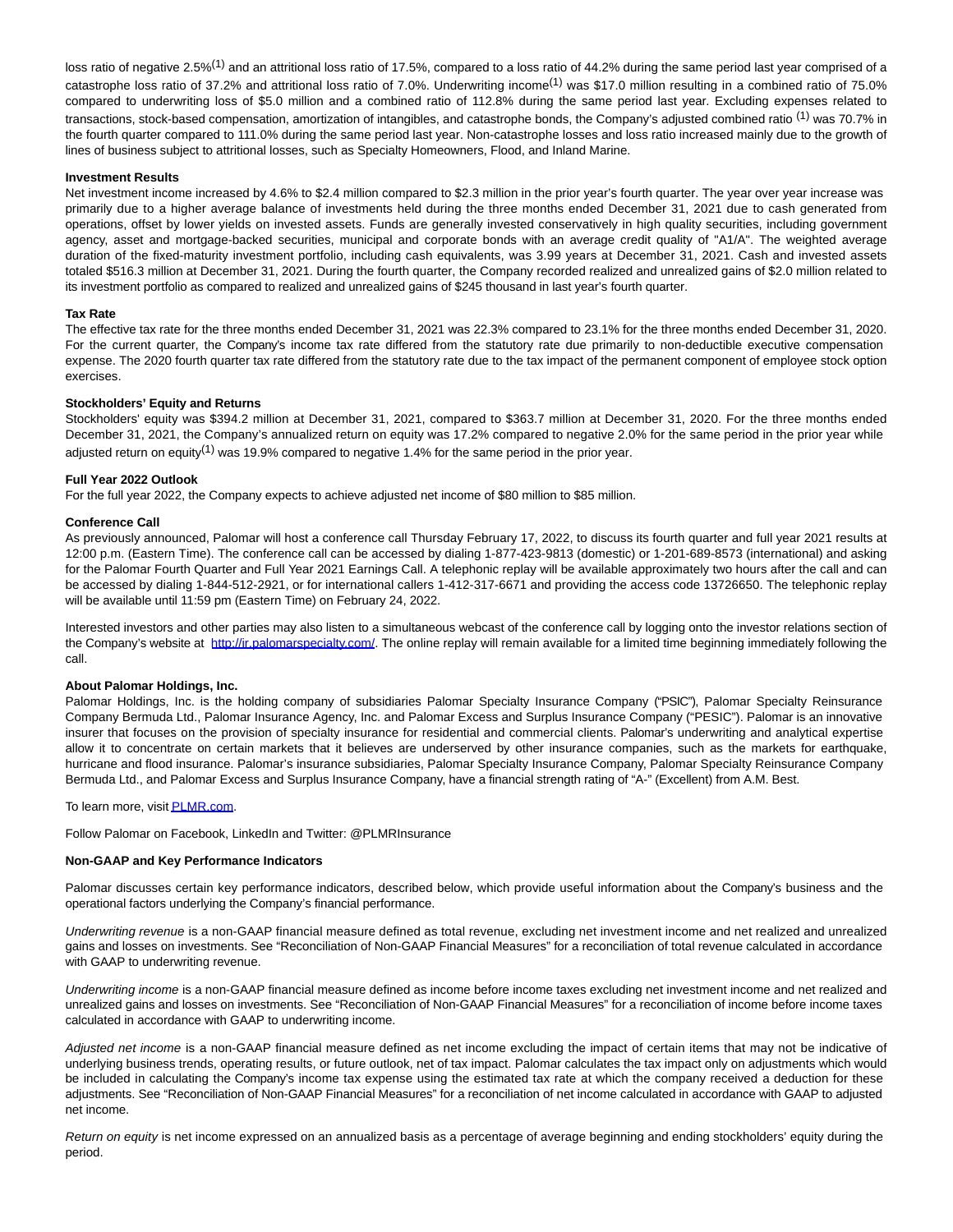loss ratio of negative 2.5%(1) and an attritional loss ratio of 17.5%, compared to a loss ratio of 44.2% during the same period last year comprised of a catastrophe loss ratio of 37.2% and attritional loss ratio of 7.0%. Underwriting income(1) was $17.0 million resulting in a combined ratio of 75.0% compared to underwriting loss of $5.0 million and a combined ratio of 112.8% during the same period last year. Excluding expenses related to transactions, stock-based compensation, amortization of intangibles, and catastrophe bonds, the Company's adjusted combined ratio (1) was 70.7% in the fourth quarter compared to 111.0% during the same period last year. Non-catastrophe losses and loss ratio increased mainly due to the growth of lines of business subject to attritional losses, such as Specialty Homeowners, Flood, and Inland Marine.

**Investment Results**

Net investment income increased by 4.6% to $2.4 million compared to $2.3 million in the prior year's fourth quarter. The year over year increase was primarily due to a higher average balance of investments held during the three months ended December 31, 2021 due to cash generated from operations, offset by lower yields on invested assets. Funds are generally invested conservatively in high quality securities, including government agency, asset and mortgage-backed securities, municipal and corporate bonds with an average credit quality of "A1/A". The weighted average duration of the fixed-maturity investment portfolio, including cash equivalents, was 3.99 years at December 31, 2021. Cash and invested assets totaled $516.3 million at December 31, 2021. During the fourth quarter, the Company recorded realized and unrealized gains of $2.0 million related to its investment portfolio as compared to realized and unrealized gains of $245 thousand in last year's fourth quarter.

**Tax Rate**

The effective tax rate for the three months ended December 31, 2021 was 22.3% compared to 23.1% for the three months ended December 31, 2020. For the current quarter, the Company's income tax rate differed from the statutory rate due primarily to non-deductible executive compensation expense. The 2020 fourth quarter tax rate differed from the statutory rate due to the tax impact of the permanent component of employee stock option exercises.

**Stockholders' Equity and Returns**

Stockholders' equity was $394.2 million at December 31, 2021, compared to $363.7 million at December 31, 2020. For the three months ended December 31, 2021, the Company's annualized return on equity was 17.2% compared to negative 2.0% for the same period in the prior year while adjusted return on equity(1) was 19.9% compared to negative 1.4% for the same period in the prior year.

**Full Year 2022 Outlook**

For the full year 2022, the Company expects to achieve adjusted net income of $80 million to $85 million.

**Conference Call**

As previously announced, Palomar will host a conference call Thursday February 17, 2022, to discuss its fourth quarter and full year 2021 results at 12:00 p.m. (Eastern Time). The conference call can be accessed by dialing 1-877-423-9813 (domestic) or 1-201-689-8573 (international) and asking for the Palomar Fourth Quarter and Full Year 2021 Earnings Call. A telephonic replay will be available approximately two hours after the call and can be accessed by dialing 1-844-512-2921, or for international callers 1-412-317-6671 and providing the access code 13726650. The telephonic replay will be available until 11:59 pm (Eastern Time) on February 24, 2022.

Interested investors and other parties may also listen to a simultaneous webcast of the conference call by logging onto the investor relations section of the Company's website at [http://ir.palomarspecialty.com/](http://ir.palomarspecialty.com/). The online replay will remain available for a limited time beginning immediately following the call.

**About Palomar Holdings, Inc.**

Palomar Holdings, Inc. is the holding company of subsidiaries Palomar Specialty Insurance Company ("PSIC"), Palomar Specialty Reinsurance Company Bermuda Ltd., Palomar Insurance Agency, Inc. and Palomar Excess and Surplus Insurance Company ("PESIC"). Palomar is an innovative insurer that focuses on the provision of specialty insurance for residential and commercial clients. Palomar's underwriting and analytical expertise allow it to concentrate on certain markets that it believes are underserved by other insurance companies, such as the markets for earthquake, hurricane and flood insurance. Palomar's insurance subsidiaries, Palomar Specialty Insurance Company, Palomar Specialty Reinsurance Company Bermuda Ltd., and Palomar Excess and Surplus Insurance Company, have a financial strength rating of "A-" (Excellent) from A.M. Best.

To learn more, visit [PLMR.com](PLMR.com).

Follow Palomar on Facebook, LinkedIn and Twitter: @PLMRInsurance

**Non-GAAP and Key Performance Indicators**

Palomar discusses certain key performance indicators, described below, which provide useful information about the Company's business and the operational factors underlying the Company's financial performance.

*Underwriting revenue* is a non-GAAP financial measure defined as total revenue, excluding net investment income and net realized and unrealized gains and losses on investments. See "Reconciliation of Non-GAAP Financial Measures" for a reconciliation of total revenue calculated in accordance with GAAP to underwriting revenue.

*Underwriting income* is a non-GAAP financial measure defined as income before income taxes excluding net investment income and net realized and unrealized gains and losses on investments. See "Reconciliation of Non-GAAP Financial Measures" for a reconciliation of income before income taxes calculated in accordance with GAAP to underwriting income.

*Adjusted net income* is a non-GAAP financial measure defined as net income excluding the impact of certain items that may not be indicative of underlying business trends, operating results, or future outlook, net of tax impact. Palomar calculates the tax impact only on adjustments which would be included in calculating the Company's income tax expense using the estimated tax rate at which the company received a deduction for these adjustments. See "Reconciliation of Non-GAAP Financial Measures" for a reconciliation of net income calculated in accordance with GAAP to adjusted net income.

*Return on equity* is net income expressed on an annualized basis as a percentage of average beginning and ending stockholders' equity during the period.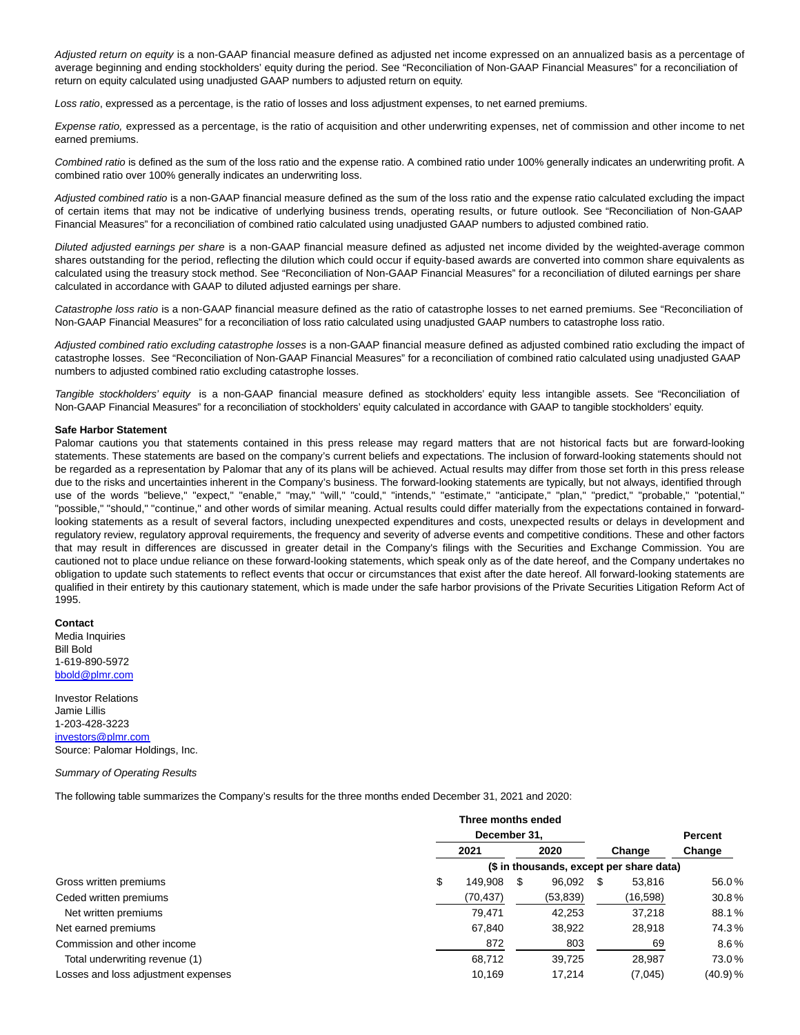*Adjusted return on equity* is a non-GAAP financial measure defined as adjusted net income expressed on an annualized basis as a percentage of average beginning and ending stockholders' equity during the period. See "Reconciliation of Non-GAAP Financial Measures" for a reconciliation of return on equity calculated using unadjusted GAAP numbers to adjusted return on equity.

*Loss ratio*, expressed as a percentage, is the ratio of losses and loss adjustment expenses, to net earned premiums.

*Expense ratio,* expressed as a percentage, is the ratio of acquisition and other underwriting expenses, net of commission and other income to net earned premiums.

*Combined ratio* is defined as the sum of the loss ratio and the expense ratio. A combined ratio under 100% generally indicates an underwriting profit. A combined ratio over 100% generally indicates an underwriting loss.

*Adjusted combined ratio* is a non-GAAP financial measure defined as the sum of the loss ratio and the expense ratio calculated excluding the impact of certain items that may not be indicative of underlying business trends, operating results, or future outlook. See "Reconciliation of Non-GAAP Financial Measures" for a reconciliation of combined ratio calculated using unadjusted GAAP numbers to adjusted combined ratio.

*Diluted adjusted earnings per share* is a non-GAAP financial measure defined as adjusted net income divided by the weighted-average common shares outstanding for the period, reflecting the dilution which could occur if equity-based awards are converted into common share equivalents as calculated using the treasury stock method. See "Reconciliation of Non-GAAP Financial Measures" for a reconciliation of diluted earnings per share calculated in accordance with GAAP to diluted adjusted earnings per share.

*Catastrophe loss ratio* is a non-GAAP financial measure defined as the ratio of catastrophe losses to net earned premiums. See "Reconciliation of Non-GAAP Financial Measures" for a reconciliation of loss ratio calculated using unadjusted GAAP numbers to catastrophe loss ratio.

*Adjusted combined ratio excluding catastrophe losses* is a non-GAAP financial measure defined as adjusted combined ratio excluding the impact of catastrophe losses. See "Reconciliation of Non-GAAP Financial Measures" for a reconciliation of combined ratio calculated using unadjusted GAAP numbers to adjusted combined ratio excluding catastrophe losses.

*Tangible stockholders' equity* is a non-GAAP financial measure defined as stockholders' equity less intangible assets. See "Reconciliation of Non-GAAP Financial Measures" for a reconciliation of stockholders' equity calculated in accordance with GAAP to tangible stockholders' equity.

**Safe Harbor Statement**

Palomar cautions you that statements contained in this press release may regard matters that are not historical facts but are forward-looking statements. These statements are based on the company's current beliefs and expectations. The inclusion of forward-looking statements should not be regarded as a representation by Palomar that any of its plans will be achieved. Actual results may differ from those set forth in this press release due to the risks and uncertainties inherent in the Company's business. The forward-looking statements are typically, but not always, identified through use of the words "believe," "expect," "enable," "may," "will," "could," "intends," "estimate," "anticipate," "plan," "predict," "probable," "potential," "possible," "should," "continue," and other words of similar meaning. Actual results could differ materially from the expectations contained in forward-looking statements as a result of several factors, including unexpected expenditures and costs, unexpected results or delays in development and regulatory review, regulatory approval requirements, the frequency and severity of adverse events and competitive conditions. These and other factors that may result in differences are discussed in greater detail in the Company's filings with the Securities and Exchange Commission. You are cautioned not to place undue reliance on these forward-looking statements, which speak only as of the date hereof, and the Company undertakes no obligation to update such statements to reflect events that occur or circumstances that exist after the date hereof. All forward-looking statements are qualified in their entirety by this cautionary statement, which is made under the safe harbor provisions of the Private Securities Litigation Reform Act of 1995.

**Contact**

Media Inquiries
Bill Bold
1-619-890-5972
bbold@plmr.com

Investor Relations
Jamie Lillis
1-203-428-3223
investors@plmr.com
Source: Palomar Holdings, Inc.

*Summary of Operating Results*

The following table summarizes the Company's results for the three months ended December 31, 2021 and 2020:

| | Three months ended December 31, 2021 | Three months ended December 31, 2020 | Change | Percent Change |
|---|---|---|---|---|
| | ($ in thousands, except per share data) | | | |
| Gross written premiums | $ 149,908 | $ 96,092 | $ 53,816 | 56.0 % |
| Ceded written premiums | (70,437) | (53,839) | (16,598) | 30.8 % |
| Net written premiums | 79,471 | 42,253 | 37,218 | 88.1 % |
| Net earned premiums | 67,840 | 38,922 | 28,918 | 74.3 % |
| Commission and other income | 872 | 803 | 69 | 8.6 % |
| Total underwriting revenue (1) | 68,712 | 39,725 | 28,987 | 73.0 % |
| Losses and loss adjustment expenses | 10,169 | 17,214 | (7,045) | (40.9) % |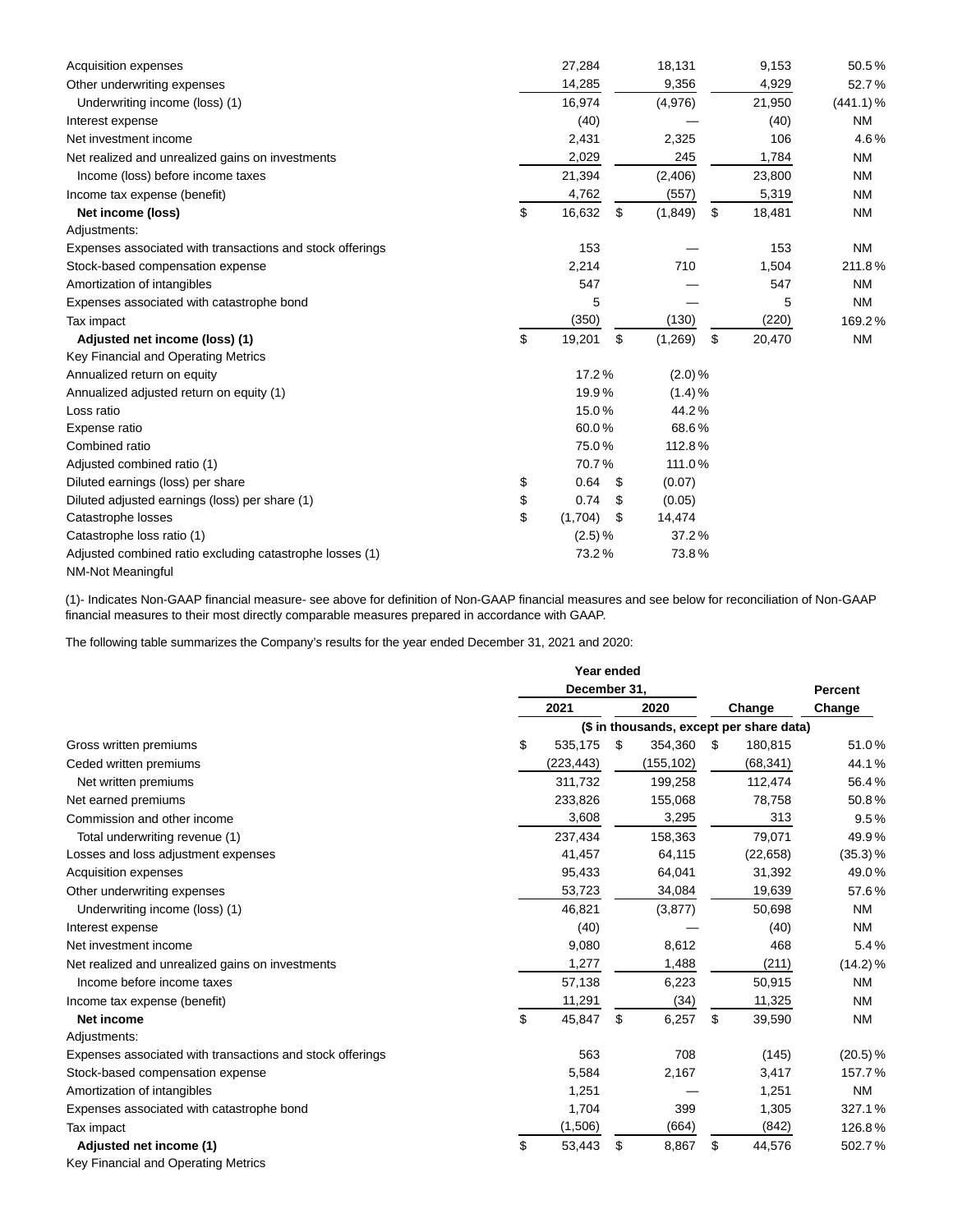| | | | | |
|---|---|---|---|---|
| Acquisition expenses | 27,284 | 18,131 | 9,153 | 50.5% |
| Other underwriting expenses | 14,285 | 9,356 | 4,929 | 52.7% |
| Underwriting income (loss) (1) | 16,974 | (4,976) | 21,950 | (441.1)% |
| Interest expense | (40) | — | (40) | NM |
| Net investment income | 2,431 | 2,325 | 106 | 4.6% |
| Net realized and unrealized gains on investments | 2,029 | 245 | 1,784 | NM |
| Income (loss) before income taxes | 21,394 | (2,406) | 23,800 | NM |
| Income tax expense (benefit) | 4,762 | (557) | 5,319 | NM |
| **Net income (loss)** | $ 16,632 | $ (1,849) | $ 18,481 | NM |
| Adjustments: | | | | |
| Expenses associated with transactions and stock offerings | 153 | — | 153 | NM |
| Stock-based compensation expense | 2,214 | 710 | 1,504 | 211.8% |
| Amortization of intangibles | 547 | — | 547 | NM |
| Expenses associated with catastrophe bond | 5 | — | 5 | NM |
| Tax impact | (350) | (130) | (220) | 169.2% |
| **Adjusted net income (loss) (1)** | $ 19,201 | $ (1,269) | $ 20,470 | NM |
| Key Financial and Operating Metrics | | | | |
| Annualized return on equity | 17.2% | (2.0)% | | |
| Annualized adjusted return on equity (1) | 19.9% | (1.4)% | | |
| Loss ratio | 15.0% | 44.2% | | |
| Expense ratio | 60.0% | 68.6% | | |
| Combined ratio | 75.0% | 112.8% | | |
| Adjusted combined ratio (1) | 70.7% | 111.0% | | |
| Diluted earnings (loss) per share | $ 0.64 | $ (0.07) | | |
| Diluted adjusted earnings (loss) per share (1) | $ 0.74 | $ (0.05) | | |
| Catastrophe losses | $ (1,704) | $ 14,474 | | |
| Catastrophe loss ratio (1) | (2.5)% | 37.2% | | |
| Adjusted combined ratio excluding catastrophe losses (1) | 73.2% | 73.8% | | |

NM-Not Meaningful

(1)- Indicates Non-GAAP financial measure- see above for definition of Non-GAAP financial measures and see below for reconciliation of Non-GAAP financial measures to their most directly comparable measures prepared in accordance with GAAP.

The following table summarizes the Company's results for the year ended December 31, 2021 and 2020:

| | Year ended December 31, | | | Percent |
|---|---|---|---|---|
| | 2021 | 2020 | Change | Change |
| | ($ in thousands, except per share data) | | | |
| Gross written premiums | $ 535,175 | $ 354,360 | $ 180,815 | 51.0% |
| Ceded written premiums | (223,443) | (155,102) | (68,341) | 44.1% |
| Net written premiums | 311,732 | 199,258 | 112,474 | 56.4% |
| Net earned premiums | 233,826 | 155,068 | 78,758 | 50.8% |
| Commission and other income | 3,608 | 3,295 | 313 | 9.5% |
| Total underwriting revenue (1) | 237,434 | 158,363 | 79,071 | 49.9% |
| Losses and loss adjustment expenses | 41,457 | 64,115 | (22,658) | (35.3)% |
| Acquisition expenses | 95,433 | 64,041 | 31,392 | 49.0% |
| Other underwriting expenses | 53,723 | 34,084 | 19,639 | 57.6% |
| Underwriting income (loss) (1) | 46,821 | (3,877) | 50,698 | NM |
| Interest expense | (40) | — | (40) | NM |
| Net investment income | 9,080 | 8,612 | 468 | 5.4% |
| Net realized and unrealized gains on investments | 1,277 | 1,488 | (211) | (14.2)% |
| Income before income taxes | 57,138 | 6,223 | 50,915 | NM |
| Income tax expense (benefit) | 11,291 | (34) | 11,325 | NM |
| **Net income** | $ 45,847 | $ 6,257 | $ 39,590 | NM |
| Adjustments: | | | | |
| Expenses associated with transactions and stock offerings | 563 | 708 | (145) | (20.5)% |
| Stock-based compensation expense | 5,584 | 2,167 | 3,417 | 157.7% |
| Amortization of intangibles | 1,251 | — | 1,251 | NM |
| Expenses associated with catastrophe bond | 1,704 | 399 | 1,305 | 327.1% |
| Tax impact | (1,506) | (664) | (842) | 126.8% |
| **Adjusted net income (1)** | $ 53,443 | $ 8,867 | $ 44,576 | 502.7% |
| Key Financial and Operating Metrics | | | | |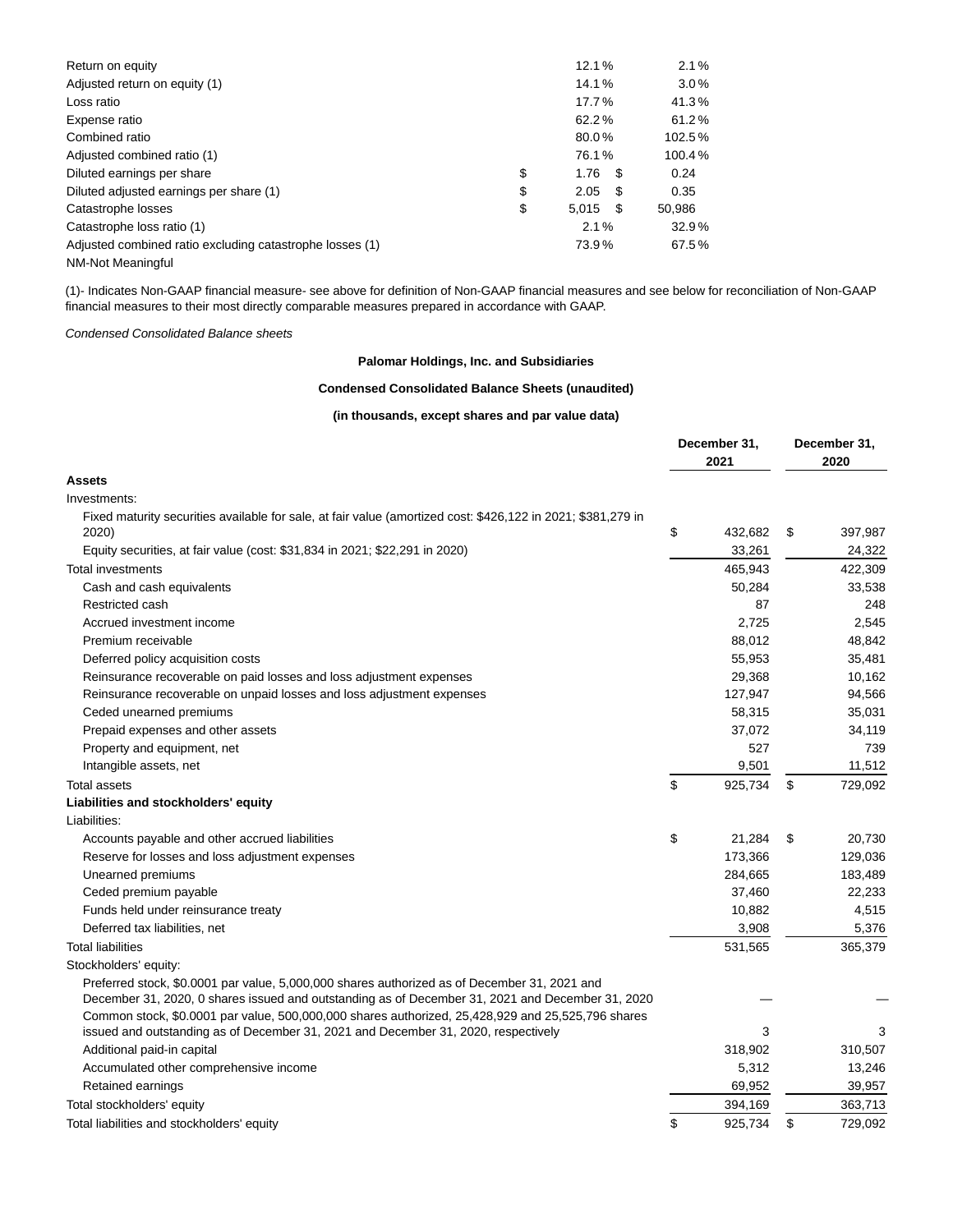| | | |
|---|---|---|
| Return on equity | 12.1 % | 2.1 % |
| Adjusted return on equity (1) | 14.1 % | 3.0 % |
| Loss ratio | 17.7 % | 41.3 % |
| Expense ratio | 62.2 % | 61.2 % |
| Combined ratio | 80.0 % | 102.5 % |
| Adjusted combined ratio (1) | 76.1 % | 100.4 % |
| Diluted earnings per share | $ 1.76 | $ 0.24 |
| Diluted adjusted earnings per share (1) | $ 2.05 | $ 0.35 |
| Catastrophe losses | $ 5,015 | $ 50,986 |
| Catastrophe loss ratio (1) | 2.1 % | 32.9 % |
| Adjusted combined ratio excluding catastrophe losses (1) | 73.9 % | 67.5 % |

NM-Not Meaningful

(1)- Indicates Non-GAAP financial measure- see above for definition of Non-GAAP financial measures and see below for reconciliation of Non-GAAP financial measures to their most directly comparable measures prepared in accordance with GAAP.

*Condensed Consolidated Balance sheets*

**Palomar Holdings, Inc. and Subsidiaries**

**Condensed Consolidated Balance Sheets (unaudited)**

**(in thousands, except shares and par value data)**

| | December 31, 2021 | December 31, 2020 |
|---|---|---|
| **Assets** | | |
| Investments: | | |
| Fixed maturity securities available for sale, at fair value (amortized cost: $426,122 in 2021; $381,279 in 2020) | $ 432,682 | $ 397,987 |
| Equity securities, at fair value (cost: $31,834 in 2021; $22,291 in 2020) | 33,261 | 24,322 |
| Total investments | 465,943 | 422,309 |
| Cash and cash equivalents | 50,284 | 33,538 |
| Restricted cash | 87 | 248 |
| Accrued investment income | 2,725 | 2,545 |
| Premium receivable | 88,012 | 48,842 |
| Deferred policy acquisition costs | 55,953 | 35,481 |
| Reinsurance recoverable on paid losses and loss adjustment expenses | 29,368 | 10,162 |
| Reinsurance recoverable on unpaid losses and loss adjustment expenses | 127,947 | 94,566 |
| Ceded unearned premiums | 58,315 | 35,031 |
| Prepaid expenses and other assets | 37,072 | 34,119 |
| Property and equipment, net | 527 | 739 |
| Intangible assets, net | 9,501 | 11,512 |
| Total assets | $ 925,734 | $ 729,092 |
| **Liabilities and stockholders' equity** | | |
| Liabilities: | | |
| Accounts payable and other accrued liabilities | $ 21,284 | $ 20,730 |
| Reserve for losses and loss adjustment expenses | 173,366 | 129,036 |
| Unearned premiums | 284,665 | 183,489 |
| Ceded premium payable | 37,460 | 22,233 |
| Funds held under reinsurance treaty | 10,882 | 4,515 |
| Deferred tax liabilities, net | 3,908 | 5,376 |
| Total liabilities | 531,565 | 365,379 |
| Stockholders' equity: | | |
| Preferred stock, $0.0001 par value, 5,000,000 shares authorized as of December 31, 2021 and December 31, 2020, 0 shares issued and outstanding as of December 31, 2021 and December 31, 2020 | — | — |
| Common stock, $0.0001 par value, 500,000,000 shares authorized, 25,428,929 and 25,525,796 shares issued and outstanding as of December 31, 2021 and December 31, 2020, respectively | 3 | 3 |
| Additional paid-in capital | 318,902 | 310,507 |
| Accumulated other comprehensive income | 5,312 | 13,246 |
| Retained earnings | 69,952 | 39,957 |
| Total stockholders' equity | 394,169 | 363,713 |
| Total liabilities and stockholders' equity | $ 925,734 | $ 729,092 |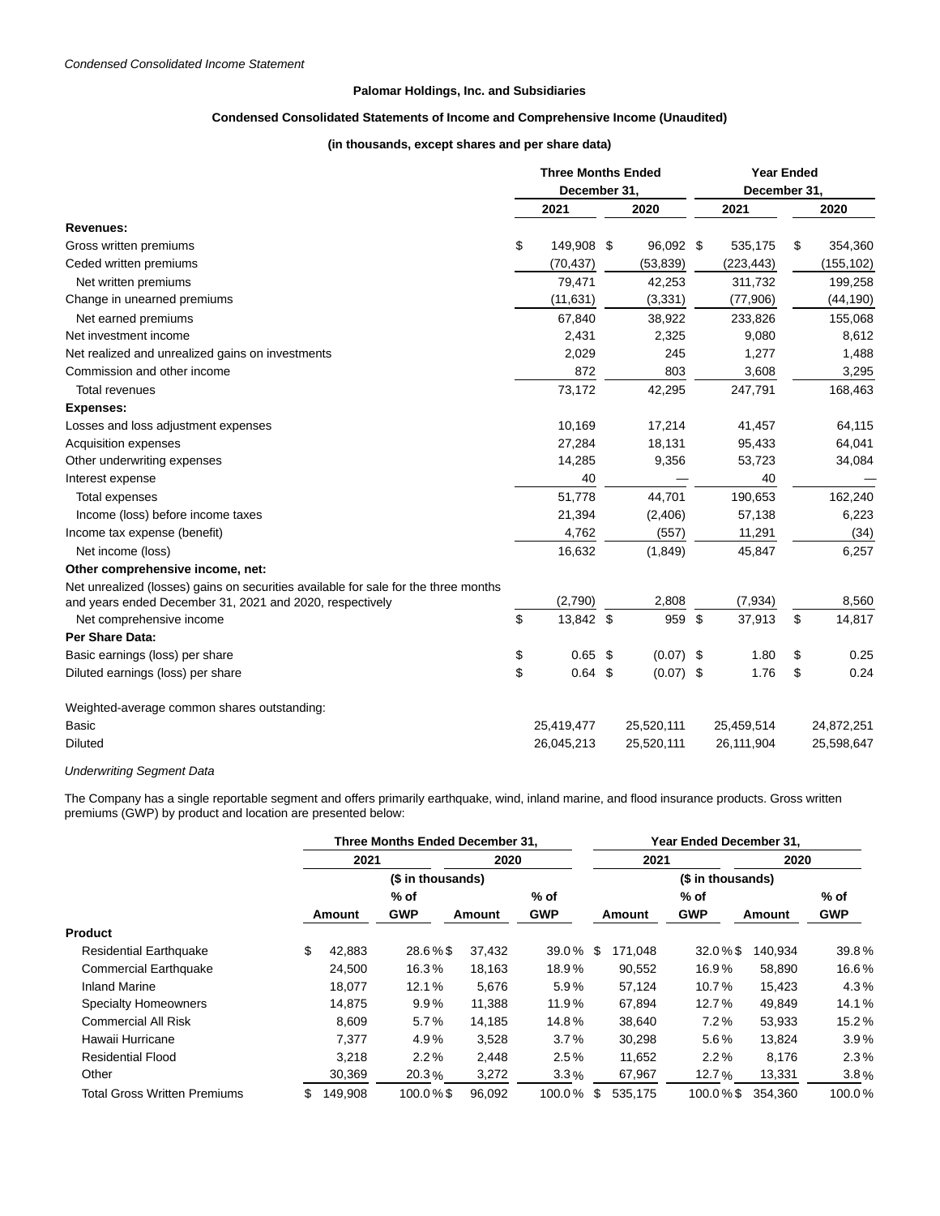*Condensed Consolidated Income Statement*

**Palomar Holdings, Inc. and Subsidiaries**

**Condensed Consolidated Statements of Income and Comprehensive Income (Unaudited)**

**(in thousands, except shares and per share data)**

| | Three Months Ended December 31, | | Year Ended December 31, | |
|---|---|---|---|---|
| | 2021 | 2020 | 2021 | 2020 |
| **Revenues:** | | | | |
| Gross written premiums | $ 149,908 | $ 96,092 | $ 535,175 | $ 354,360 |
| Ceded written premiums | (70,437) | (53,839) | (223,443) | (155,102) |
| Net written premiums | 79,471 | 42,253 | 311,732 | 199,258 |
| Change in unearned premiums | (11,631) | (3,331) | (77,906) | (44,190) |
| Net earned premiums | 67,840 | 38,922 | 233,826 | 155,068 |
| Net investment income | 2,431 | 2,325 | 9,080 | 8,612 |
| Net realized and unrealized gains on investments | 2,029 | 245 | 1,277 | 1,488 |
| Commission and other income | 872 | 803 | 3,608 | 3,295 |
| Total revenues | 73,172 | 42,295 | 247,791 | 168,463 |
| **Expenses:** | | | | |
| Losses and loss adjustment expenses | 10,169 | 17,214 | 41,457 | 64,115 |
| Acquisition expenses | 27,284 | 18,131 | 95,433 | 64,041 |
| Other underwriting expenses | 14,285 | 9,356 | 53,723 | 34,084 |
| Interest expense | 40 | — | 40 | — |
| Total expenses | 51,778 | 44,701 | 190,653 | 162,240 |
| Income (loss) before income taxes | 21,394 | (2,406) | 57,138 | 6,223 |
| Income tax expense (benefit) | 4,762 | (557) | 11,291 | (34) |
| Net income (loss) | 16,632 | (1,849) | 45,847 | 6,257 |
| **Other comprehensive income, net:** | | | | |
| Net unrealized (losses) gains on securities available for sale for the three months and years ended December 31, 2021 and 2020, respectively | (2,790) | 2,808 | (7,934) | 8,560 |
| Net comprehensive income | $ 13,842 | $ 959 | $ 37,913 | $ 14,817 |
| **Per Share Data:** | | | | |
| Basic earnings (loss) per share | $ 0.65 | $ (0.07) | $ 1.80 | $ 0.25 |
| Diluted earnings (loss) per share | $ 0.64 | $ (0.07) | $ 1.76 | $ 0.24 |
| | | | | |
| Weighted-average common shares outstanding: | | | | |
| Basic | 25,419,477 | 25,520,111 | 25,459,514 | 24,872,251 |
| Diluted | 26,045,213 | 25,520,111 | 26,111,904 | 25,598,647 |

*Underwriting Segment Data*

The Company has a single reportable segment and offers primarily earthquake, wind, inland marine, and flood insurance products. Gross written premiums (GWP) by product and location are presented below:

| | Three Months Ended December 31, | | | | Year Ended December 31, | | | |
|---|---|---|---|---|---|---|---|---|
| | 2021 | | 2020 | | 2021 | | 2020 | |
| | ($ in thousands) | | | | ($ in thousands) | | | |
| | Amount | % of GWP | Amount | % of GWP | Amount | % of GWP | Amount | % of GWP |
| **Product** | | | | | | | | |
| Residential Earthquake | $ 42,883 | 28.6 % | $ 37,432 | 39.0 % | $ 171,048 | 32.0 % | $ 140,934 | 39.8 % |
| Commercial Earthquake | 24,500 | 16.3 % | 18,163 | 18.9 % | 90,552 | 16.9 % | 58,890 | 16.6 % |
| Inland Marine | 18,077 | 12.1 % | 5,676 | 5.9 % | 57,124 | 10.7 % | 15,423 | 4.3 % |
| Specialty Homeowners | 14,875 | 9.9 % | 11,388 | 11.9 % | 67,894 | 12.7 % | 49,849 | 14.1 % |
| Commercial All Risk | 8,609 | 5.7 % | 14,185 | 14.8 % | 38,640 | 7.2 % | 53,933 | 15.2 % |
| Hawaii Hurricane | 7,377 | 4.9 % | 3,528 | 3.7 % | 30,298 | 5.6 % | 13,824 | 3.9 % |
| Residential Flood | 3,218 | 2.2 % | 2,448 | 2.5 % | 11,652 | 2.2 % | 8,176 | 2.3 % |
| Other | 30,369 | 20.3 % | 3,272 | 3.3 % | 67,967 | 12.7 % | 13,331 | 3.8 % |
| Total Gross Written Premiums | $ 149,908 | 100.0 % | $ 96,092 | 100.0 % | $ 535,175 | 100.0 % | $ 354,360 | 100.0 % |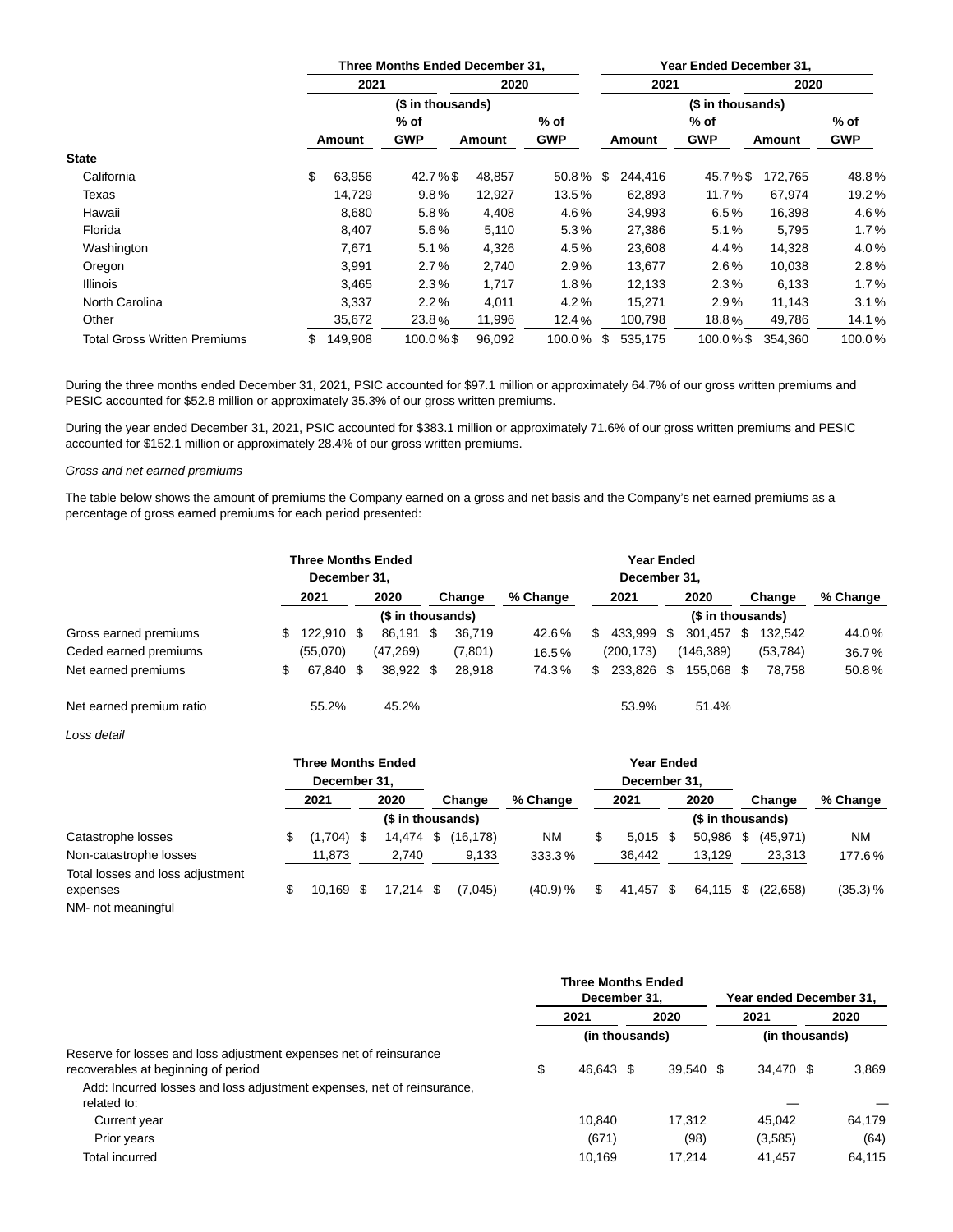| | Three Months Ended December 31, | | | | Year Ended December 31, | | | |
|---|---|---|---|---|---|---|---|---|
| | 2021 | | 2020 | | 2021 | | 2020 | |
| | ($ in thousands) | | | | ($ in thousands) | | | |
| | Amount | % of GWP | Amount | % of GWP | Amount | % of GWP | Amount | % of GWP |
| **State** | | | | | | | | |
| California | $ 63,956 | 42.7 % | $ 48,857 | 50.8 % | $ 244,416 | 45.7 % | $ 172,765 | 48.8 % |
| Texas | 14,729 | 9.8 % | 12,927 | 13.5 % | 62,893 | 11.7 % | 67,974 | 19.2 % |
| Hawaii | 8,680 | 5.8 % | 4,408 | 4.6 % | 34,993 | 6.5 % | 16,398 | 4.6 % |
| Florida | 8,407 | 5.6 % | 5,110 | 5.3 % | 27,386 | 5.1 % | 5,795 | 1.7 % |
| Washington | 7,671 | 5.1 % | 4,326 | 4.5 % | 23,608 | 4.4 % | 14,328 | 4.0 % |
| Oregon | 3,991 | 2.7 % | 2,740 | 2.9 % | 13,677 | 2.6 % | 10,038 | 2.8 % |
| Illinois | 3,465 | 2.3 % | 1,717 | 1.8 % | 12,133 | 2.3 % | 6,133 | 1.7 % |
| North Carolina | 3,337 | 2.2 % | 4,011 | 4.2 % | 15,271 | 2.9 % | 11,143 | 3.1 % |
| Other | 35,672 | 23.8 % | 11,996 | 12.4 % | 100,798 | 18.8 % | 49,786 | 14.1 % |
| Total Gross Written Premiums | $ 149,908 | 100.0 % | $ 96,092 | 100.0 % | $ 535,175 | 100.0 % | $ 354,360 | 100.0 % |

During the three months ended December 31, 2021, PSIC accounted for $97.1 million or approximately 64.7% of our gross written premiums and PESIC accounted for $52.8 million or approximately 35.3% of our gross written premiums.

During the year ended December 31, 2021, PSIC accounted for $383.1 million or approximately 71.6% of our gross written premiums and PESIC accounted for $152.1 million or approximately 28.4% of our gross written premiums.

*Gross and net earned premiums*

The table below shows the amount of premiums the Company earned on a gross and net basis and the Company's net earned premiums as a percentage of gross earned premiums for each period presented:

| | Three Months Ended December 31, | | | | Year Ended December 31, | | | |
|---|---|---|---|---|---|---|---|---|
| | 2021 | 2020 | Change | % Change | 2021 | 2020 | Change | % Change |
| | ($ in thousands) | | | | ($ in thousands) | | | |
| Gross earned premiums | $ 122,910 | $ 86,191 | $ 36,719 | 42.6 % | $ 433,999 | $ 301,457 | $ 132,542 | 44.0 % |
| Ceded earned premiums | (55,070) | (47,269) | (7,801) | 16.5 % | (200,173) | (146,389) | (53,784) | 36.7 % |
| Net earned premiums | $ 67,840 | $ 38,922 | $ 28,918 | 74.3 % | $ 233,826 | $ 155,068 | $ 78,758 | 50.8 % |
| | | | | | | | | |
| Net earned premium ratio | 55.2% | 45.2% | | | 53.9% | 51.4% | | |

*Loss detail*

| | Three Months Ended December 31, | | | | Year Ended December 31, | | | |
|---|---|---|---|---|---|---|---|---|
| | 2021 | 2020 | Change | % Change | 2021 | 2020 | Change | % Change |
| | ($ in thousands) | | | | ($ in thousands) | | | |
| Catastrophe losses | $ (1,704) | $ 14,474 | $ (16,178) | NM | $ 5,015 | $ 50,986 | $ (45,971) | NM |
| Non-catastrophe losses | 11,873 | 2,740 | 9,133 | 333.3 % | 36,442 | 13,129 | 23,313 | 177.6 % |
| Total losses and loss adjustment expenses | $ 10,169 | $ 17,214 | $ (7,045) | (40.9) % | $ 41,457 | $ 64,115 | $ (22,658) | (35.3) % |

NM- not meaningful

| | Three Months Ended December 31, | | Year ended December 31, | |
|---|---|---|---|---|
| | 2021 | 2020 | 2021 | 2020 |
| | (in thousands) | | (in thousands) | |
| Reserve for losses and loss adjustment expenses net of reinsurance recoverables at beginning of period | $ 46,643 | $ 39,540 | $ 34,470 | $ 3,869 |
| Add: Incurred losses and loss adjustment expenses, net of reinsurance, related to: | | | — | — |
| Current year | 10,840 | 17,312 | 45,042 | 64,179 |
| Prior years | (671) | (98) | (3,585) | (64) |
| Total incurred | 10,169 | 17,214 | 41,457 | 64,115 |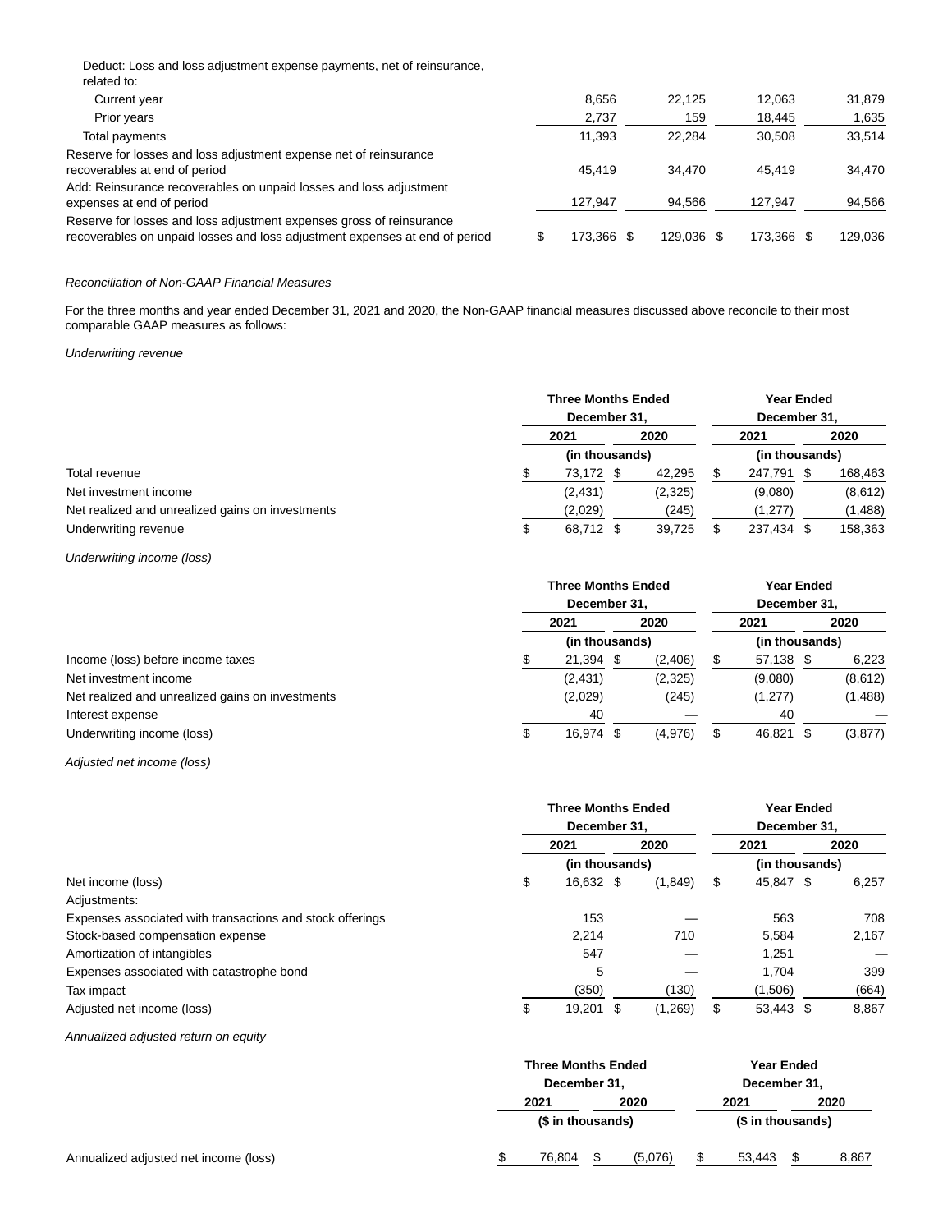| | | | | |
|---|---|---|---|---|
| Deduct: Loss and loss adjustment expense payments, net of reinsurance, related to: | | | | |
| Current year | 8,656 | 22,125 | 12,063 | 31,879 |
| Prior years | 2,737 | 159 | 18,445 | 1,635 |
| Total payments | 11,393 | 22,284 | 30,508 | 33,514 |
| Reserve for losses and loss adjustment expense net of reinsurance recoverables at end of period | 45,419 | 34,470 | 45,419 | 34,470 |
| Add: Reinsurance recoverables on unpaid losses and loss adjustment expenses at end of period | 127,947 | 94,566 | 127,947 | 94,566 |
| Reserve for losses and loss adjustment expenses gross of reinsurance recoverables on unpaid losses and loss adjustment expenses at end of period | $ 173,366 | $ 129,036 | $ 173,366 | $ 129,036 |

*Reconciliation of Non-GAAP Financial Measures*

For the three months and year ended December 31, 2021 and 2020, the Non-GAAP financial measures discussed above reconcile to their most comparable GAAP measures as follows:

*Underwriting revenue*

| | Three Months Ended December 31, | | Year Ended December 31, | |
|---|---|---|---|---|
| | 2021 | 2020 | 2021 | 2020 |
| | (in thousands) | | (in thousands) | |
| Total revenue | $ 73,172 | $ 42,295 | $ 247,791 | $ 168,463 |
| Net investment income | (2,431) | (2,325) | (9,080) | (8,612) |
| Net realized and unrealized gains on investments | (2,029) | (245) | (1,277) | (1,488) |
| Underwriting revenue | $ 68,712 | $ 39,725 | $ 237,434 | $ 158,363 |

*Underwriting income (loss)*

| | Three Months Ended December 31, | | Year Ended December 31, | |
|---|---|---|---|---|
| | 2021 | 2020 | 2021 | 2020 |
| | (in thousands) | | (in thousands) | |
| Income (loss) before income taxes | $ 21,394 | $ (2,406) | $ 57,138 | $ 6,223 |
| Net investment income | (2,431) | (2,325) | (9,080) | (8,612) |
| Net realized and unrealized gains on investments | (2,029) | (245) | (1,277) | (1,488) |
| Interest expense | 40 | — | 40 | — |
| Underwriting income (loss) | $ 16,974 | $ (4,976) | $ 46,821 | $ (3,877) |

*Adjusted net income (loss)*

| | Three Months Ended December 31, | | Year Ended December 31, | |
|---|---|---|---|---|
| | 2021 | 2020 | 2021 | 2020 |
| | (in thousands) | | (in thousands) | |
| Net income (loss) | $ 16,632 | $ (1,849) | $ 45,847 | $ 6,257 |
| Adjustments: | | | | |
| Expenses associated with transactions and stock offerings | 153 | — | 563 | 708 |
| Stock-based compensation expense | 2,214 | 710 | 5,584 | 2,167 |
| Amortization of intangibles | 547 | — | 1,251 | — |
| Expenses associated with catastrophe bond | 5 | — | 1,704 | 399 |
| Tax impact | (350) | (130) | (1,506) | (664) |
| Adjusted net income (loss) | $ 19,201 | $ (1,269) | $ 53,443 | $ 8,867 |

*Annualized adjusted return on equity*

| | Three Months Ended December 31, | | Year Ended December 31, | |
|---|---|---|---|---|
| | 2021 | 2020 | 2021 | 2020 |
| | ($ in thousands) | | ($ in thousands) | |
| Annualized adjusted net income (loss) | $ 76,804 | $ (5,076) | $ 53,443 | $ 8,867 |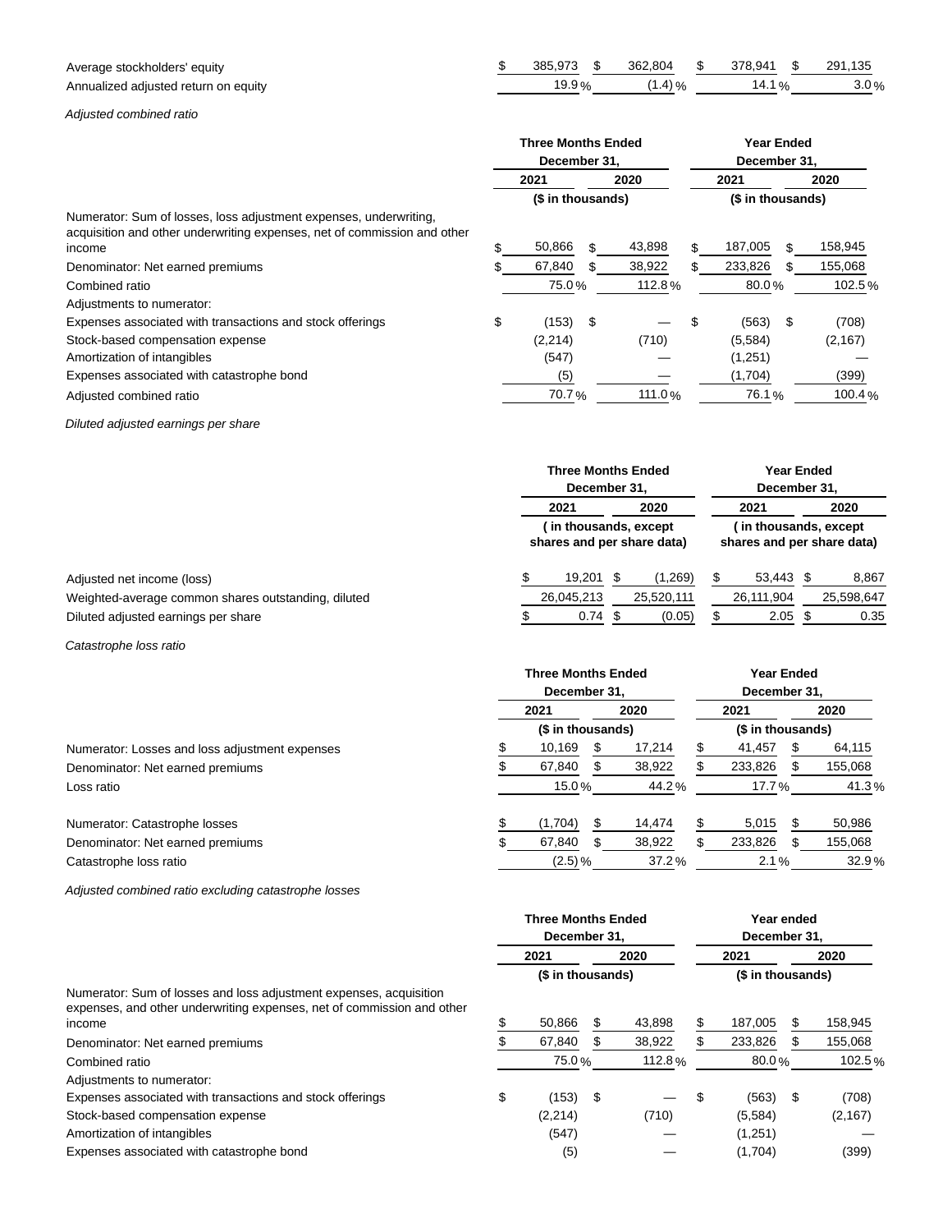| | | | | |
|---|---|---|---|---|
| Average stockholders' equity | $ 385,973 | $ 362,804 | $ 378,941 | $ 291,135 |
| Annualized adjusted return on equity | 19.9 % | (1.4) % | 14.1 % | 3.0 % |

*Adjusted combined ratio*

| | Three Months Ended December 31, | | Year Ended December 31, | |
|---|---|---|---|---|
| | 2021 | 2020 | 2021 | 2020 |
| | ($ in thousands) | | ($ in thousands) | |
| Numerator: Sum of losses, loss adjustment expenses, underwriting, acquisition and other underwriting expenses, net of commission and other income | $ 50,866 | $ 43,898 | $ 187,005 | $ 158,945 |
| Denominator: Net earned premiums | $ 67,840 | $ 38,922 | $ 233,826 | $ 155,068 |
| Combined ratio | 75.0 % | 112.8 % | 80.0 % | 102.5 % |
| Adjustments to numerator: | | | | |
| Expenses associated with transactions and stock offerings | $ (153) | $ — | $ (563) | $ (708) |
| Stock-based compensation expense | (2,214) | (710) | (5,584) | (2,167) |
| Amortization of intangibles | (547) | — | (1,251) | — |
| Expenses associated with catastrophe bond | (5) | — | (1,704) | (399) |
| Adjusted combined ratio | 70.7 % | 111.0 % | 76.1 % | 100.4 % |

*Diluted adjusted earnings per share*

| | Three Months Ended December 31, | | Year Ended December 31, | |
|---|---|---|---|---|
| | 2021 | 2020 | 2021 | 2020 |
| | ( in thousands, except shares and per share data) | | ( in thousands, except shares and per share data) | |
| Adjusted net income (loss) | $ 19,201 | $ (1,269) | $ 53,443 | $ 8,867 |
| Weighted-average common shares outstanding, diluted | 26,045,213 | 25,520,111 | 26,111,904 | 25,598,647 |
| Diluted adjusted earnings per share | $ 0.74 | $ (0.05) | $ 2.05 | $ 0.35 |

*Catastrophe loss ratio*

| | Three Months Ended December 31, | | Year Ended December 31, | |
|---|---|---|---|---|
| | 2021 | 2020 | 2021 | 2020 |
| | ($ in thousands) | | ($ in thousands) | |
| Numerator: Losses and loss adjustment expenses | $ 10,169 | $ 17,214 | $ 41,457 | $ 64,115 |
| Denominator: Net earned premiums | $ 67,840 | $ 38,922 | $ 233,826 | $ 155,068 |
| Loss ratio | 15.0 % | 44.2 % | 17.7 % | 41.3 % |
| | | | | |
| Numerator: Catastrophe losses | $ (1,704) | $ 14,474 | $ 5,015 | $ 50,986 |
| Denominator: Net earned premiums | $ 67,840 | $ 38,922 | $ 233,826 | $ 155,068 |
| Catastrophe loss ratio | (2.5) % | 37.2 % | 2.1 % | 32.9 % |

*Adjusted combined ratio excluding catastrophe losses*

| | Three Months Ended December 31, | | Year ended December 31, | |
|---|---|---|---|---|
| | 2021 | 2020 | 2021 | 2020 |
| | ($ in thousands) | | ($ in thousands) | |
| Numerator: Sum of losses and loss adjustment expenses, acquisition expenses, and other underwriting expenses, net of commission and other income | $ 50,866 | $ 43,898 | $ 187,005 | $ 158,945 |
| Denominator: Net earned premiums | $ 67,840 | $ 38,922 | $ 233,826 | $ 155,068 |
| Combined ratio | 75.0 % | 112.8 % | 80.0 % | 102.5 % |
| Adjustments to numerator: | | | | |
| Expenses associated with transactions and stock offerings | $ (153) | $ — | $ (563) | $ (708) |
| Stock-based compensation expense | (2,214) | (710) | (5,584) | (2,167) |
| Amortization of intangibles | (547) | — | (1,251) | — |
| Expenses associated with catastrophe bond | (5) | — | (1,704) | (399) |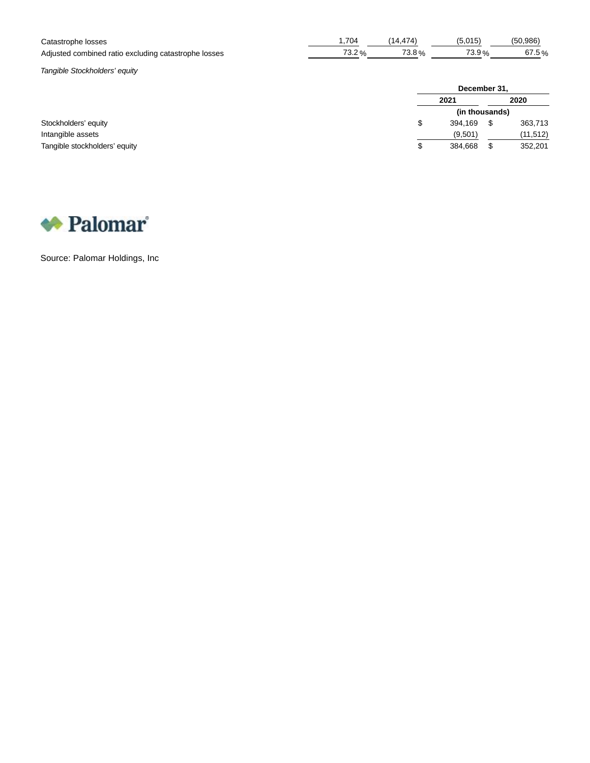| | | | | |
|---|---|---|---|---|
| Catastrophe losses | 1,704 | (14,474) | (5,015) | (50,986) |
| Adjusted combined ratio excluding catastrophe losses | 73.2 % | 73.8 % | 73.9 % | 67.5 % |

*Tangible Stockholders' equity*

| | December 31, | |
|---|---|---|
| | 2021 | 2020 |
| | (in thousands) | |
| Stockholders' equity | $ 394,169 | $ 363,713 |
| Intangible assets | (9,501) | (11,512) |
| Tangible stockholders' equity | $ 384,668 | $ 352,201 |

Palomar®

Source: Palomar Holdings, Inc